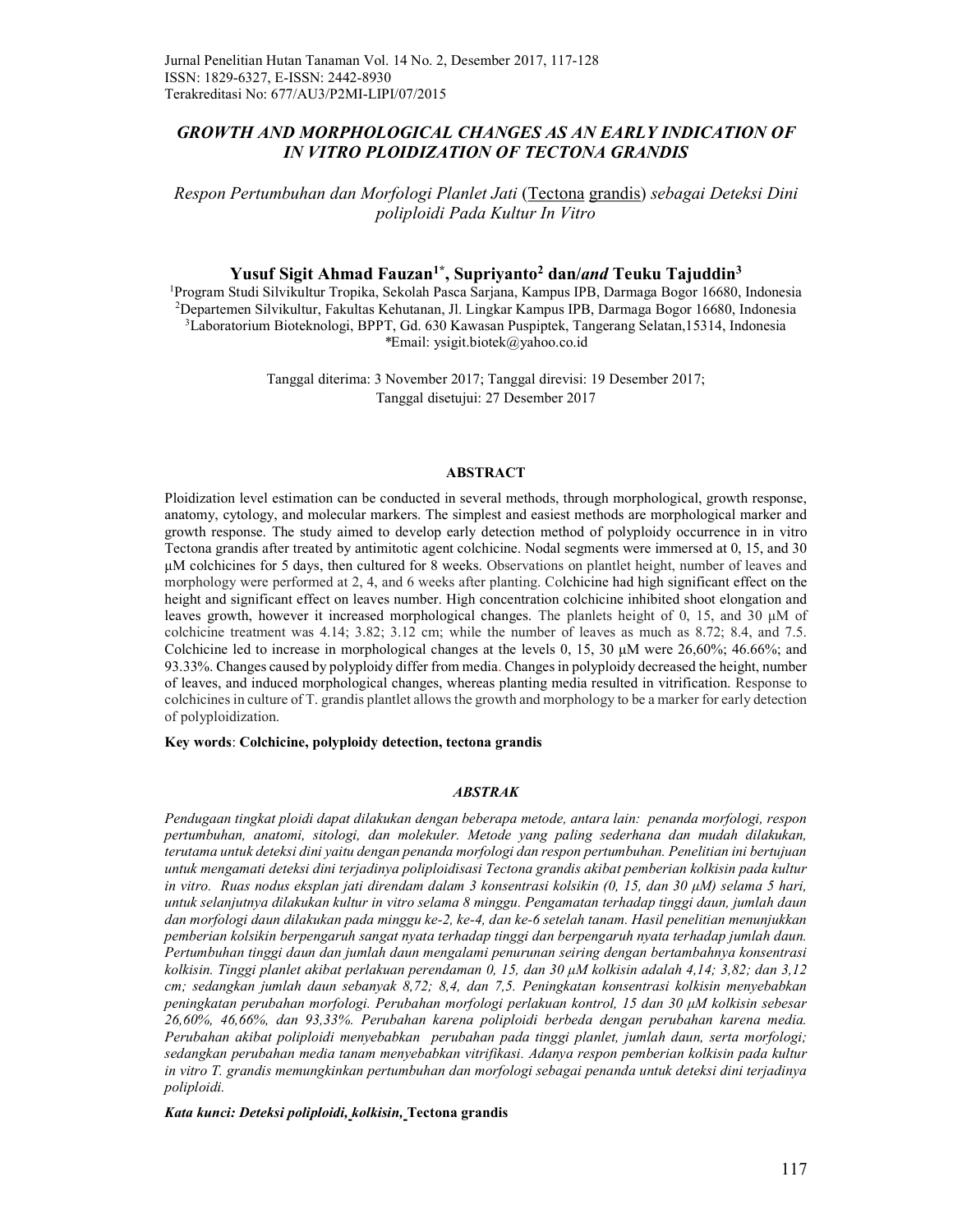# *GROWTH AND MORPHOLOGICAL CHANGES AS AN EARLY INDICATION OF IN VITRO PLOIDIZATION OF TECTONA GRANDIS*

*Respon Pertumbuhan dan Morfologi Planlet Jati* (Tectona grandis) *sebagai Deteksi Dini poliploidi Pada Kultur In Vitro*

**Yusuf Sigit Ahmad Fauzan[1*], Supriyanto[2] dan/*and* Teuku Tajuddin[3]**

[1]Program Studi Silvikultur Tropika, Sekolah Pasca Sarjana, Kampus IPB, Darmaga Bogor 16680, Indonesia
[2]Departemen Silvikultur, Fakultas Kehutanan, Jl. Lingkar Kampus IPB, Darmaga Bogor 16680, Indonesia
[3]Laboratorium Bioteknologi, BPPT, Gd. 630 Kawasan Puspiptek, Tangerang Selatan,15314, Indonesia
*Email: ysigit.biotek@yahoo.co.id

Tanggal diterima: 3 November 2017; Tanggal direvisi: 19 Desember 2017;
Tanggal disetujui: 27 Desember 2017

## ABSTRACT

Ploidization level estimation can be conducted in several methods, through morphological, growth response, anatomy, cytology, and molecular markers. The simplest and easiest methods are morphological marker and growth response. The study aimed to develop early detection method of polyploidy occurrence in in vitro Tectona grandis after treated by antimitotic agent colchicine. Nodal segments were immersed at 0, 15, and 30 µM colchicines for 5 days, then cultured for 8 weeks. Observations on plantlet height, number of leaves and morphology were performed at 2, 4, and 6 weeks after planting. Colchicine had high significant effect on the height and significant effect on leaves number. High concentration colchicine inhibited shoot elongation and leaves growth, however it increased morphological changes. The planlets height of 0, 15, and 30 µM of colchicine treatment was 4.14; 3.82; 3.12 cm; while the number of leaves as much as 8.72; 8.4, and 7.5. Colchicine led to increase in morphological changes at the levels 0, 15, 30 µM were 26,60%; 46.66%; and 93.33%. Changes caused by polyploidy differ from media. Changes in polyploidy decreased the height, number of leaves, and induced morphological changes, whereas planting media resulted in vitrification. Response to colchicines in culture of T. grandis plantlet allows the growth and morphology to be a marker for early detection of polyploidization.

**Key words**: **Colchicine, polyploidy detection, tectona grandis**

## *ABSTRAK*

*Pendugaan tingkat ploidi dapat dilakukan dengan beberapa metode, antara lain: penanda morfologi, respon pertumbuhan, anatomi, sitologi, dan molekuler. Metode yang paling sederhana dan mudah dilakukan, terutama untuk deteksi dini yaitu dengan penanda morfologi dan respon pertumbuhan. Penelitian ini bertujuan untuk mengamati deteksi dini terjadinya poliploidisasi Tectona grandis akibat pemberian kolkisin pada kultur in vitro. Ruas nodus eksplan jati direndam dalam 3 konsentrasi kolsikin (0, 15, dan 30 µM) selama 5 hari, untuk selanjutnya dilakukan kultur in vitro selama 8 minggu. Pengamatan terhadap tinggi daun, jumlah daun dan morfologi daun dilakukan pada minggu ke-2, ke-4, dan ke-6 setelah tanam. Hasil penelitian menunjukkan pemberian kolsikin berpengaruh sangat nyata terhadap tinggi dan berpengaruh nyata terhadap jumlah daun. Pertumbuhan tinggi daun dan jumlah daun mengalami penurunan seiring dengan bertambahnya konsentrasi kolkisin. Tinggi planlet akibat perlakuan perendaman 0, 15, dan 30 µM kolkisin adalah 4,14; 3,82; dan 3,12 cm; sedangkan jumlah daun sebanyak 8,72; 8,4, dan 7,5. Peningkatan konsentrasi kolkisin menyebabkan peningkatan perubahan morfologi. Perubahan morfologi perlakuan kontrol, 15 dan 30 µM kolkisin sebesar 26,60%, 46,66%, dan 93,33%. Perubahan karena poliploidi berbeda dengan perubahan karena media. Perubahan akibat poliploidi menyebabkan perubahan pada tinggi planlet, jumlah daun, serta morfologi; sedangkan perubahan media tanam menyebabkan vitrifikasi. Adanya respon pemberian kolkisin pada kultur in vitro T. grandis memungkinkan pertumbuhan dan morfologi sebagai penanda untuk deteksi dini terjadinya poliploidi.*

***Kata kunci: Deteksi poliploidi, kolkisin,* Tectona grandis**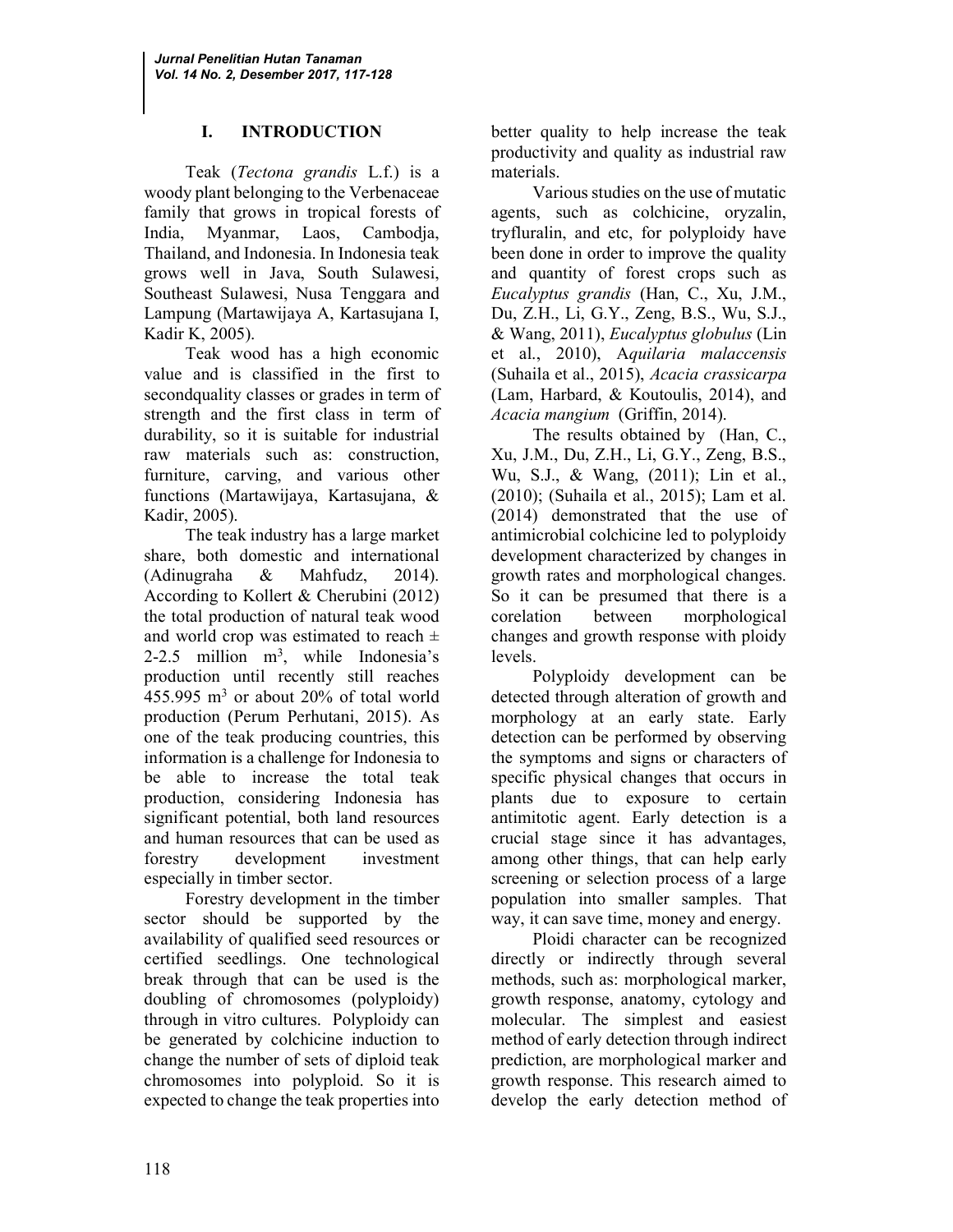# I. INTRODUCTION

Teak (*Tectona grandis* L.f.) is a woody plant belonging to the Verbenaceae family that grows in tropical forests of India, Myanmar, Laos, Cambodja, Thailand, and Indonesia. In Indonesia teak grows well in Java, South Sulawesi, Southeast Sulawesi, Nusa Tenggara and Lampung (Martawijaya A, Kartasujana I, Kadir K, 2005).

Teak wood has a high economic value and is classified in the first to secondquality classes or grades in term of strength and the first class in term of durability, so it is suitable for industrial raw materials such as: construction, furniture, carving, and various other functions (Martawijaya, Kartasujana, & Kadir, 2005).

The teak industry has a large market share, both domestic and international (Adinugraha & Mahfudz, 2014). According to Kollert & Cherubini (2012) the total production of natural teak wood and world crop was estimated to reach ± 2-2.5 million m$^3$, while Indonesia's production until recently still reaches 455.995 m$^3$ or about 20% of total world production (Perum Perhutani, 2015). As one of the teak producing countries, this information is a challenge for Indonesia to be able to increase the total teak production, considering Indonesia has significant potential, both land resources and human resources that can be used as forestry development investment especially in timber sector.

Forestry development in the timber sector should be supported by the availability of qualified seed resources or certified seedlings. One technological break through that can be used is the doubling of chromosomes (polyploidy) through in vitro cultures. Polyploidy can be generated by colchicine induction to change the number of sets of diploid teak chromosomes into polyploid. So it is expected to change the teak properties into better quality to help increase the teak productivity and quality as industrial raw materials.

Various studies on the use of mutatic agents, such as colchicine, oryzalin, tryfluralin, and etc, for polyploidy have been done in order to improve the quality and quantity of forest crops such as *Eucalyptus grandis* (Han, C., Xu, J.M., Du, Z.H., Li, G.Y., Zeng, B.S., Wu, S.J., & Wang, 2011), *Eucalyptus globulus* (Lin et al., 2010), A*quilaria malaccensis* (Suhaila et al., 2015), *Acacia crassicarpa* (Lam, Harbard, & Koutoulis, 2014), and *Acacia mangium* (Griffin, 2014).

The results obtained by (Han, C., Xu, J.M., Du, Z.H., Li, G.Y., Zeng, B.S., Wu, S.J., & Wang, (2011); Lin et al., (2010); (Suhaila et al., 2015); Lam et al. (2014) demonstrated that the use of antimicrobial colchicine led to polyploidy development characterized by changes in growth rates and morphological changes. So it can be presumed that there is a corelation between morphological changes and growth response with ploidy levels.

Polyploidy development can be detected through alteration of growth and morphology at an early state. Early detection can be performed by observing the symptoms and signs or characters of specific physical changes that occurs in plants due to exposure to certain antimitotic agent. Early detection is a crucial stage since it has advantages, among other things, that can help early screening or selection process of a large population into smaller samples. That way, it can save time, money and energy.

Ploidi character can be recognized directly or indirectly through several methods, such as: morphological marker, growth response, anatomy, cytology and molecular. The simplest and easiest method of early detection through indirect prediction, are morphological marker and growth response. This research aimed to develop the early detection method of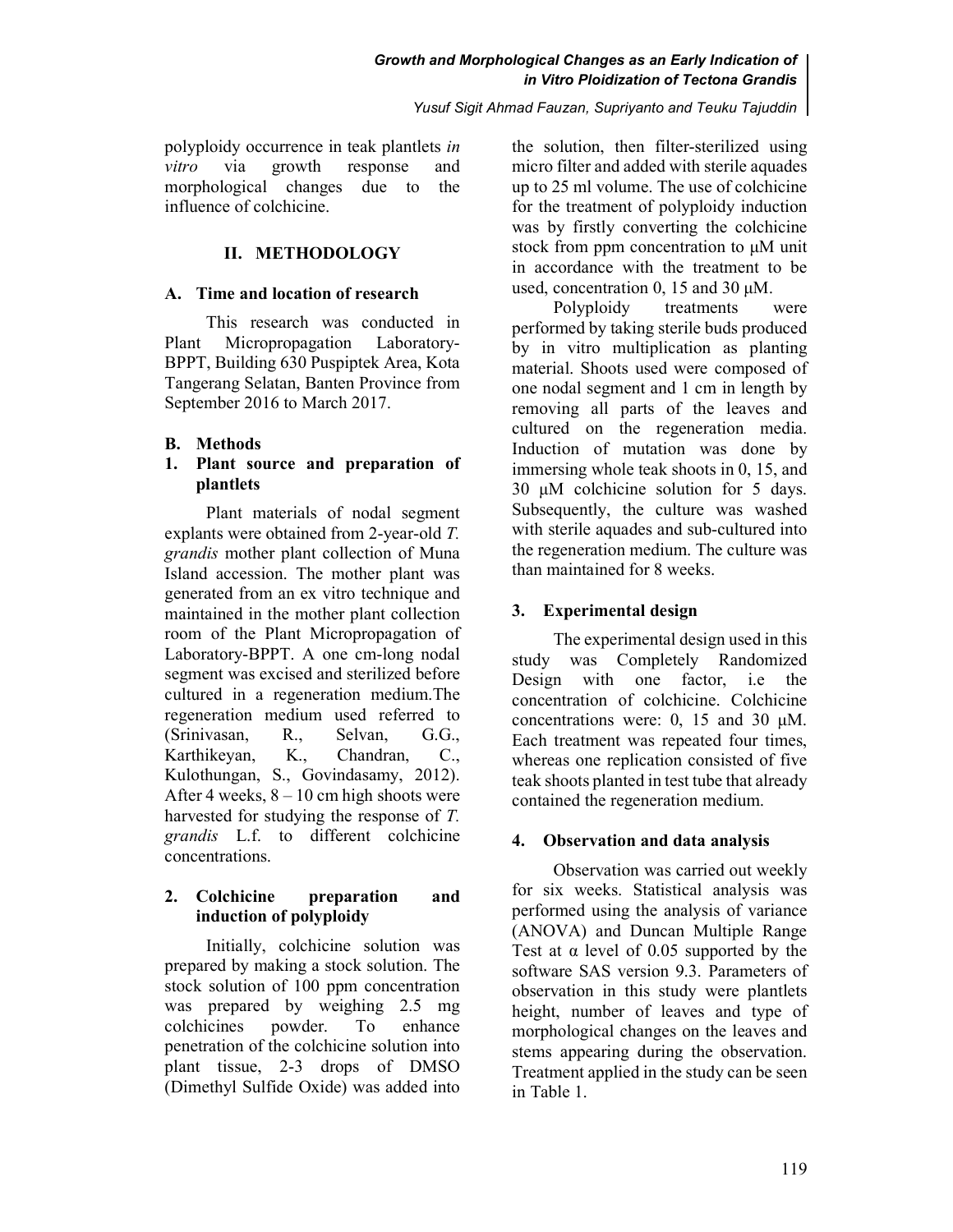polyploidy occurrence in teak plantlets *in vitro* via growth response and morphological changes due to the influence of colchicine.

## II. METHODOLOGY

### A. Time and location of research

This research was conducted in Plant Micropropagation Laboratory-BPPT, Building 630 Puspiptek Area, Kota Tangerang Selatan, Banten Province from September 2016 to March 2017.

### B. Methods

#### 1. Plant source and preparation of plantlets

Plant materials of nodal segment explants were obtained from 2-year-old *T. grandis* mother plant collection of Muna Island accession. The mother plant was generated from an ex vitro technique and maintained in the mother plant collection room of the Plant Micropropagation of Laboratory-BPPT. A one cm-long nodal segment was excised and sterilized before cultured in a regeneration medium.The regeneration medium used referred to (Srinivasan, R., Selvan, G.G., Karthikeyan, K., Chandran, C., Kulothungan, S., Govindasamy, 2012). After 4 weeks, 8 – 10 cm high shoots were harvested for studying the response of *T. grandis* L.f. to different colchicine concentrations.

#### 2. Colchicine preparation and induction of polyploidy

Initially, colchicine solution was prepared by making a stock solution. The stock solution of 100 ppm concentration was prepared by weighing 2.5 mg colchicines powder. To enhance penetration of the colchicine solution into plant tissue, 2-3 drops of DMSO (Dimethyl Sulfide Oxide) was added into the solution, then filter-sterilized using micro filter and added with sterile aquades up to 25 ml volume. The use of colchicine for the treatment of polyploidy induction was by firstly converting the colchicine stock from ppm concentration to μM unit in accordance with the treatment to be used, concentration 0, 15 and 30 μM.

Polyploidy treatments were performed by taking sterile buds produced by in vitro multiplication as planting material. Shoots used were composed of one nodal segment and 1 cm in length by removing all parts of the leaves and cultured on the regeneration media. Induction of mutation was done by immersing whole teak shoots in 0, 15, and 30 μM colchicine solution for 5 days. Subsequently, the culture was washed with sterile aquades and sub-cultured into the regeneration medium. The culture was than maintained for 8 weeks.

#### 3. Experimental design

The experimental design used in this study was Completely Randomized Design with one factor, i.e the concentration of colchicine. Colchicine concentrations were: 0, 15 and 30 μM. Each treatment was repeated four times, whereas one replication consisted of five teak shoots planted in test tube that already contained the regeneration medium.

#### 4. Observation and data analysis

Observation was carried out weekly for six weeks. Statistical analysis was performed using the analysis of variance (ANOVA) and Duncan Multiple Range Test at $\alpha$ level of 0.05 supported by the software SAS version 9.3. Parameters of observation in this study were plantlets height, number of leaves and type of morphological changes on the leaves and stems appearing during the observation. Treatment applied in the study can be seen in Table 1.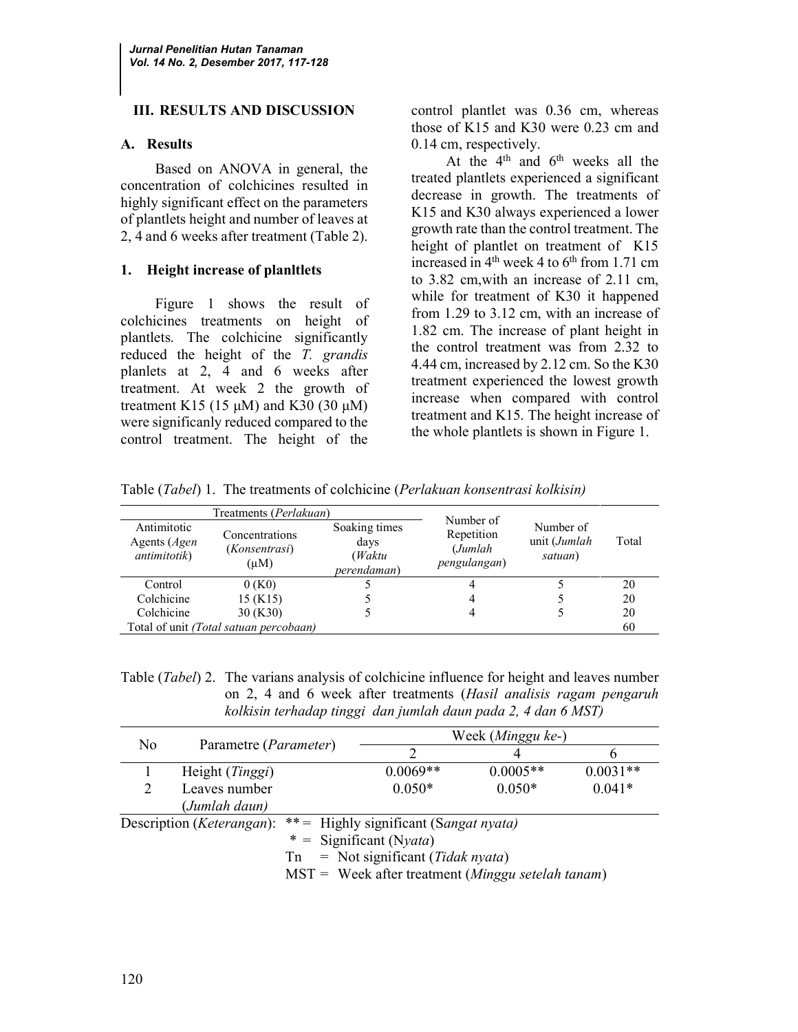## III. RESULTS AND DISCUSSION

### A. Results

Based on ANOVA in general, the concentration of colchicines resulted in highly significant effect on the parameters of plantlets height and number of leaves at 2, 4 and 6 weeks after treatment (Table 2).

#### 1. Height increase of planltlets

Figure 1 shows the result of colchicines treatments on height of plantlets. The colchicine significantly reduced the height of the *T. grandis* planlets at 2, 4 and 6 weeks after treatment. At week 2 the growth of treatment K15 (15 μM) and K30 (30 μM) were significanly reduced compared to the control treatment. The height of the control plantlet was 0.36 cm, whereas those of K15 and K30 were 0.23 cm and 0.14 cm, respectively.

At the 4th and 6th weeks all the treated plantlets experienced a significant decrease in growth. The treatments of K15 and K30 always experienced a lower growth rate than the control treatment. The height of plantlet on treatment of K15 increased in 4th week 4 to 6th from 1.71 cm to 3.82 cm,with an increase of 2.11 cm, while for treatment of K30 it happened from 1.29 to 3.12 cm, with an increase of 1.82 cm. The increase of plant height in the control treatment was from 2.32 to 4.44 cm, increased by 2.12 cm. So the K30 treatment experienced the lowest growth increase when compared with control treatment and K15. The height increase of the whole plantlets is shown in Figure 1.

Table (*Tabel*) 1. The treatments of colchicine (*Perlakuan konsentrasi kolkisin)*

| Treatments (*Perlakuan*) | | | Number of Repetition (*Jumlah pengulangan*) | Number of unit (*Jumlah satuan*) | Total |
|---|---|---|---|---|---|
| Antimitotic Agents (*Agen antimitotik*) | Concentrations (*Konsentrasi*) (μM) | Soaking times days (*Waktu perendaman*) | | | |
| Control | 0 (K0) | 5 | 4 | 5 | 20 |
| Colchicine | 15 (K15) | 5 | 4 | 5 | 20 |
| Colchicine | 30 (K30) | 5 | 4 | 5 | 20 |
| Total of unit *(Total satuan percobaan)* | | | | | 60 |

Table (*Tabel*) 2. The varians analysis of colchicine influence for height and leaves number on 2, 4 and 6 week after treatments (*Hasil analisis ragam pengaruh kolkisin terhadap tinggi dan jumlah daun pada 2, 4 dan 6 MST)*

| No | Parametre (*Parameter*) | Week (*Minggu ke-*) | | |
|---|---|---|---|---|
| | | 2 | 4 | 6 |
| 1 | Height (*Tinggi*) | 0.0069** | 0.0005** | 0.0031** |
| 2 | Leaves number (*Jumlah daun)* | 0.050* | 0.050* | 0.041* |

Description (*Keterangan*): ** = Highly significant (S*angat nyata)*
* = Significant (N*yata*)
Tn = Not significant (*Tidak nyata*)
MST = Week after treatment (*Minggu setelah tanam*)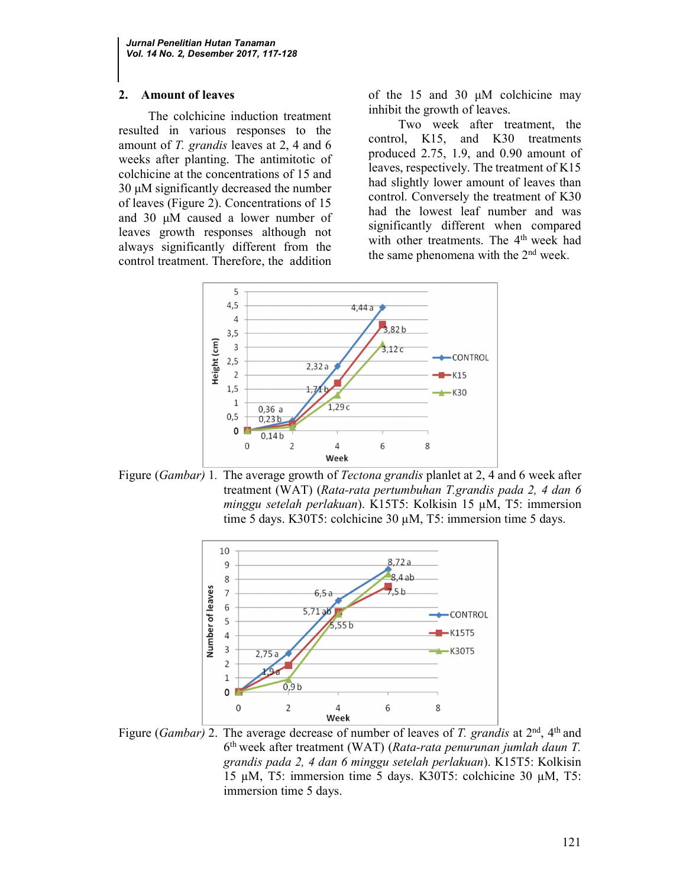## 2. Amount of leaves

The colchicine induction treatment resulted in various responses to the amount of *T. grandis* leaves at 2, 4 and 6 weeks after planting. The antimitotic of colchicine at the concentrations of 15 and 30 µM significantly decreased the number of leaves (Figure 2). Concentrations of 15 and 30 µM caused a lower number of leaves growth responses although not always significantly different from the control treatment. Therefore, the addition of the 15 and 30 µM colchicine may inhibit the growth of leaves.

Two week after treatment, the control, K15, and K30 treatments produced 2.75, 1.9, and 0.90 amount of leaves, respectively. The treatment of K15 had slightly lower amount of leaves than control. Conversely the treatment of K30 had the lowest leaf number and was significantly different when compared with other treatments. The 4th week had the same phenomena with the 2nd week.

Figure (*Gambar)* 1. The average growth of *Tectona grandis* planlet at 2, 4 and 6 week after treatment (WAT) (*Rata-rata pertumbuhan T.grandis pada 2, 4 dan 6 minggu setelah perlakuan*). K15T5: Kolkisin 15 µM, T5: immersion time 5 days. K30T5: colchicine 30 µM, T5: immersion time 5 days.

Figure (*Gambar)* 2. The average decrease of number of leaves of *T. grandis* at 2nd, 4th and 6th week after treatment (WAT) (*Rata-rata penurunan jumlah daun T. grandis pada 2, 4 dan 6 minggu setelah perlakuan*). K15T5: Kolkisin 15 µM, T5: immersion time 5 days. K30T5: colchicine 30 µM, T5: immersion time 5 days.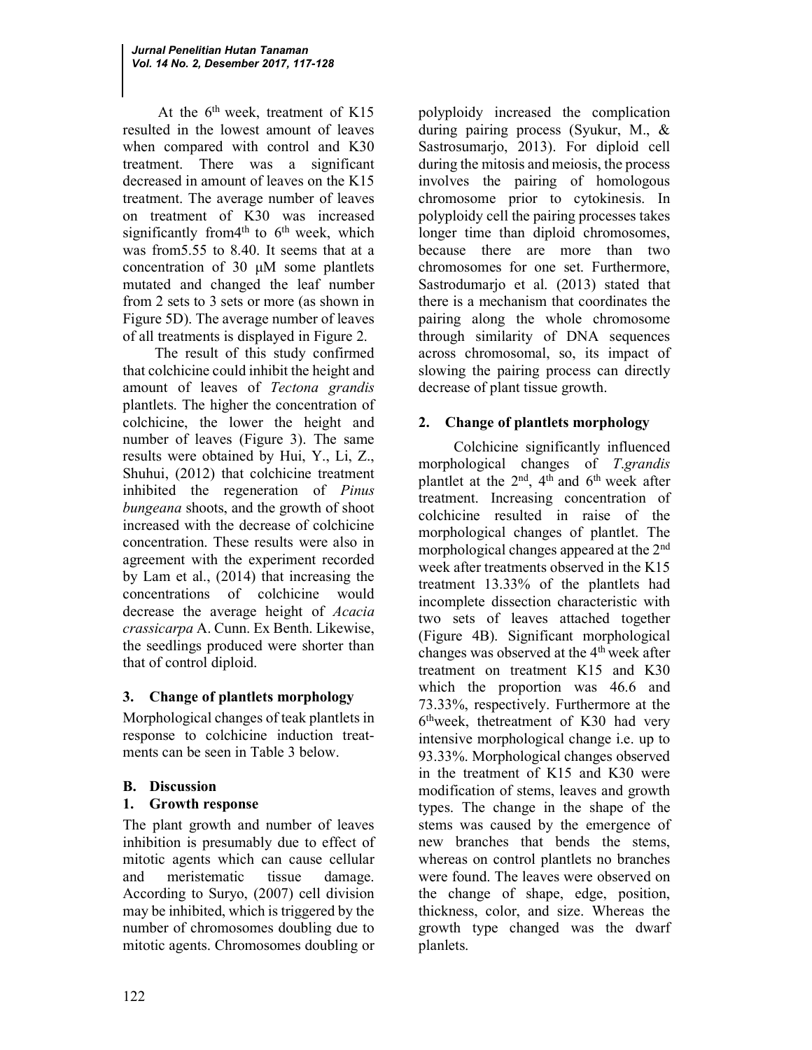At the $6^{th}$ week, treatment of K15 resulted in the lowest amount of leaves when compared with control and K30 treatment. There was a significant decreased in amount of leaves on the K15 treatment. The average number of leaves on treatment of K30 was increased significantly from4$^{th}$ to $6^{th}$ week, which was from5.55 to 8.40. It seems that at a concentration of 30 μM some plantlets mutated and changed the leaf number from 2 sets to 3 sets or more (as shown in Figure 5D). The average number of leaves of all treatments is displayed in Figure 2.

The result of this study confirmed that colchicine could inhibit the height and amount of leaves of *Tectona grandis* plantlets. The higher the concentration of colchicine, the lower the height and number of leaves (Figure 3). The same results were obtained by Hui, Y., Li, Z., Shuhui, (2012) that colchicine treatment inhibited the regeneration of *Pinus bungeana* shoots, and the growth of shoot increased with the decrease of colchicine concentration. These results were also in agreement with the experiment recorded by Lam et al., (2014) that increasing the concentrations of colchicine would decrease the average height of *Acacia crassicarpa* A. Cunn. Ex Benth. Likewise, the seedlings produced were shorter than that of control diploid.

## 3. Change of plantlets morphology

Morphological changes of teak plantlets in response to colchicine induction treatments can be seen in Table 3 below.

## B. Discussion

### 1. Growth response

The plant growth and number of leaves inhibition is presumably due to effect of mitotic agents which can cause cellular and meristematic tissue damage. According to Suryo, (2007) cell division may be inhibited, which is triggered by the number of chromosomes doubling due to mitotic agents. Chromosomes doubling or polyploidy increased the complication during pairing process (Syukur, M., & Sastrosumarjo, 2013). For diploid cell during the mitosis and meiosis, the process involves the pairing of homologous chromosome prior to cytokinesis. In polyploidy cell the pairing processes takes longer time than diploid chromosomes, because there are more than two chromosomes for one set. Furthermore, Sastrodumarjo et al. (2013) stated that there is a mechanism that coordinates the pairing along the whole chromosome through similarity of DNA sequences across chromosomal, so, its impact of slowing the pairing process can directly decrease of plant tissue growth.

### 2. Change of plantlets morphology

Colchicine significantly influenced morphological changes of *T.grandis* plantlet at the $2^{nd}$, $4^{th}$ and $6^{th}$ week after treatment. Increasing concentration of colchicine resulted in raise of the morphological changes of plantlet. The morphological changes appeared at the $2^{nd}$ week after treatments observed in the K15 treatment 13.33% of the plantlets had incomplete dissection characteristic with two sets of leaves attached together (Figure 4B). Significant morphological changes was observed at the $4^{th}$ week after treatment on treatment K15 and K30 which the proportion was 46.6 and 73.33%, respectively. Furthermore at the $6^{th}$week, thetreatment of K30 had very intensive morphological change i.e. up to 93.33%. Morphological changes observed in the treatment of K15 and K30 were modification of stems, leaves and growth types. The change in the shape of the stems was caused by the emergence of new branches that bends the stems, whereas on control plantlets no branches were found. The leaves were observed on the change of shape, edge, position, thickness, color, and size. Whereas the growth type changed was the dwarf planlets.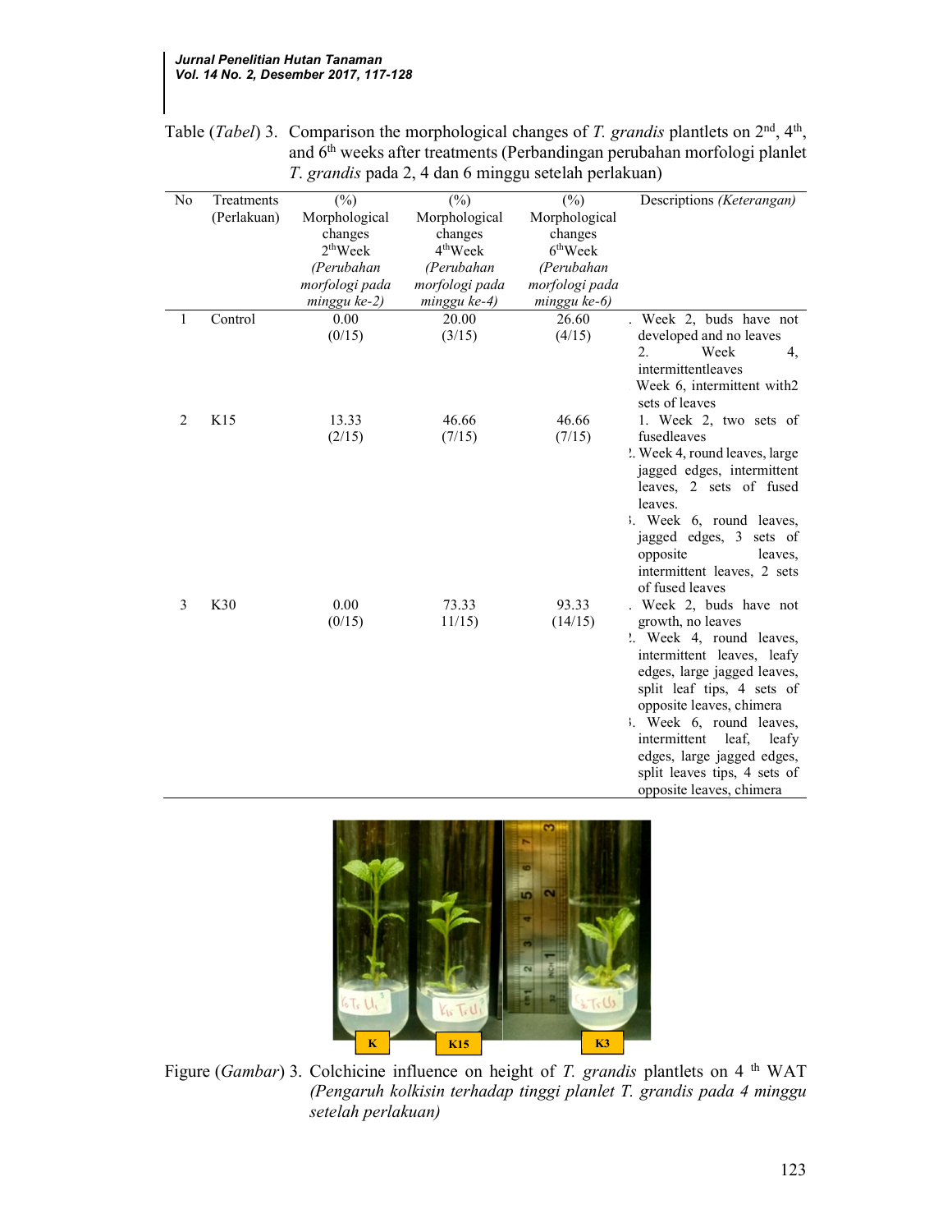Table (*Tabel*) 3. Comparison the morphological changes of *T. grandis* plantlets on 2nd, 4th, and 6th weeks after treatments (Perbandingan perubahan morfologi planlet *T. grandis* pada 2, 4 dan 6 minggu setelah perlakuan)

| No | Treatments (Perlakuan) | (%) Morphological changes 2thWeek *(Perubahan morfologi pada minggu ke-2)* | (%) Morphological changes 4thWeek *(Perubahan morfologi pada minggu ke-4)* | (%) Morphological changes 6thWeek *(Perubahan morfologi pada minggu ke-6)* | Descriptions *(Keterangan)* |
|---|---|---|---|---|---|
| 1 | Control | 0.00 (0/15) | 20.00 (3/15) | 26.60 (4/15) | 1. Week 2, buds have not developed and no leaves 2. Week 4, intermittentleaves 3. Week 6, intermittent with2 sets of leaves |
| 2 | K15 | 13.33 (2/15) | 46.66 (7/15) | 46.66 (7/15) | 1. Week 2, two sets of fusedleaves 2. Week 4, round leaves, large jagged edges, intermittent leaves, 2 sets of fused leaves. 3. Week 6, round leaves, jagged edges, 3 sets of opposite leaves, intermittent leaves, 2 sets of fused leaves |
| 3 | K30 | 0.00 (0/15) | 73.33 11/15) | 93.33 (14/15) | 1. Week 2, buds have not growth, no leaves 2. Week 4, round leaves, intermittent leaves, leafy edges, large jagged leaves, split leaf tips, 4 sets of opposite leaves, chimera 3. Week 6, round leaves, intermittent leaf, leafy edges, large jagged edges, split leaves tips, 4 sets of opposite leaves, chimera |

Figure (*Gambar*) 3. Colchicine influence on height of *T. grandis* plantlets on 4 th WAT *(Pengaruh kolkisin terhadap tinggi planlet T. grandis pada 4 minggu setelah perlakuan)*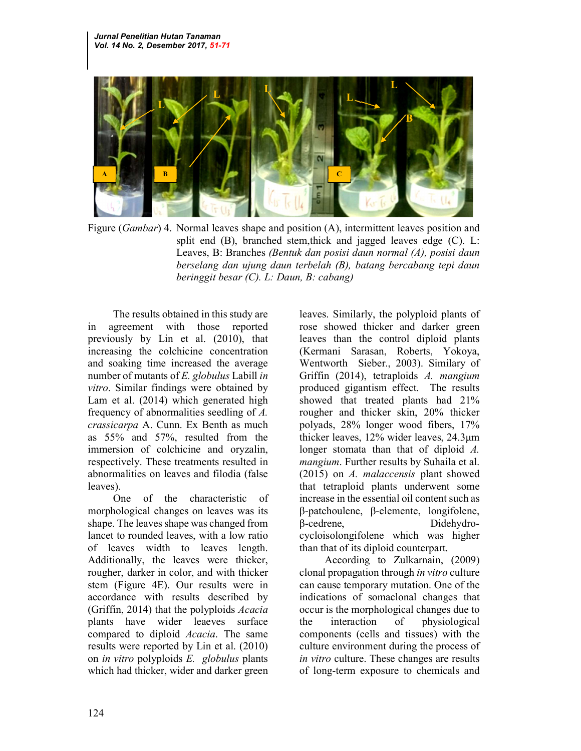Figure (*Gambar*) 4. Normal leaves shape and position (A), intermittent leaves position and split end (B), branched stem,thick and jagged leaves edge (C). L: Leaves, B: Branches *(Bentuk dan posisi daun normal (A), posisi daun berselang dan ujung daun terbelah (B), batang bercabang tepi daun beringgit besar (C). L: Daun, B: cabang)*

The results obtained in this study are in agreement with those reported previously by Lin et al. (2010), that increasing the colchicine concentration and soaking time increased the average number of mutants of *E. globulus* Labill *in vitro*. Similar findings were obtained by Lam et al. (2014) which generated high frequency of abnormalities seedling of *A. crassicarpa* A. Cunn. Ex Benth as much as 55% and 57%, resulted from the immersion of colchicine and oryzalin, respectively. These treatments resulted in abnormalities on leaves and filodia (false leaves).

One of the characteristic of morphological changes on leaves was its shape. The leaves shape was changed from lancet to rounded leaves, with a low ratio of leaves width to leaves length. Additionally, the leaves were thicker, rougher, darker in color, and with thicker stem (Figure 4E). Our results were in accordance with results described by (Griffin, 2014) that the polyploids *Acacia* plants have wider leaeves surface compared to diploid *Acacia*. The same results were reported by Lin et al. (2010) on *in vitro* polyploids *E. globulus* plants which had thicker, wider and darker green leaves. Similarly, the polyploid plants of rose showed thicker and darker green leaves than the control diploid plants (Kermani Sarasan, Roberts, Yokoya, Wentworth Sieber., 2003). Similary of Griffin (2014), tetraploids *A. mangium* produced gigantism effect. The results showed that treated plants had 21% rougher and thicker skin, 20% thicker polyads, 28% longer wood fibers, 17% thicker leaves, 12% wider leaves, 24.3µm longer stomata than that of diploid *A. mangium*. Further results by Suhaila et al. (2015) on *A. malaccensis* plant showed that tetraploid plants underwent some increase in the essential oil content such as β-patchoulene, β-elemente, longifolene, β-cedrene, Didehydro-cycloisolongifolene which was higher than that of its diploid counterpart.

According to Zulkarnain, (2009) clonal propagation through *in vitro* culture can cause temporary mutation. One of the indications of somaclonal changes that occur is the morphological changes due to the interaction of physiological components (cells and tissues) with the culture environment during the process of *in vitro* culture. These changes are results of long-term exposure to chemicals and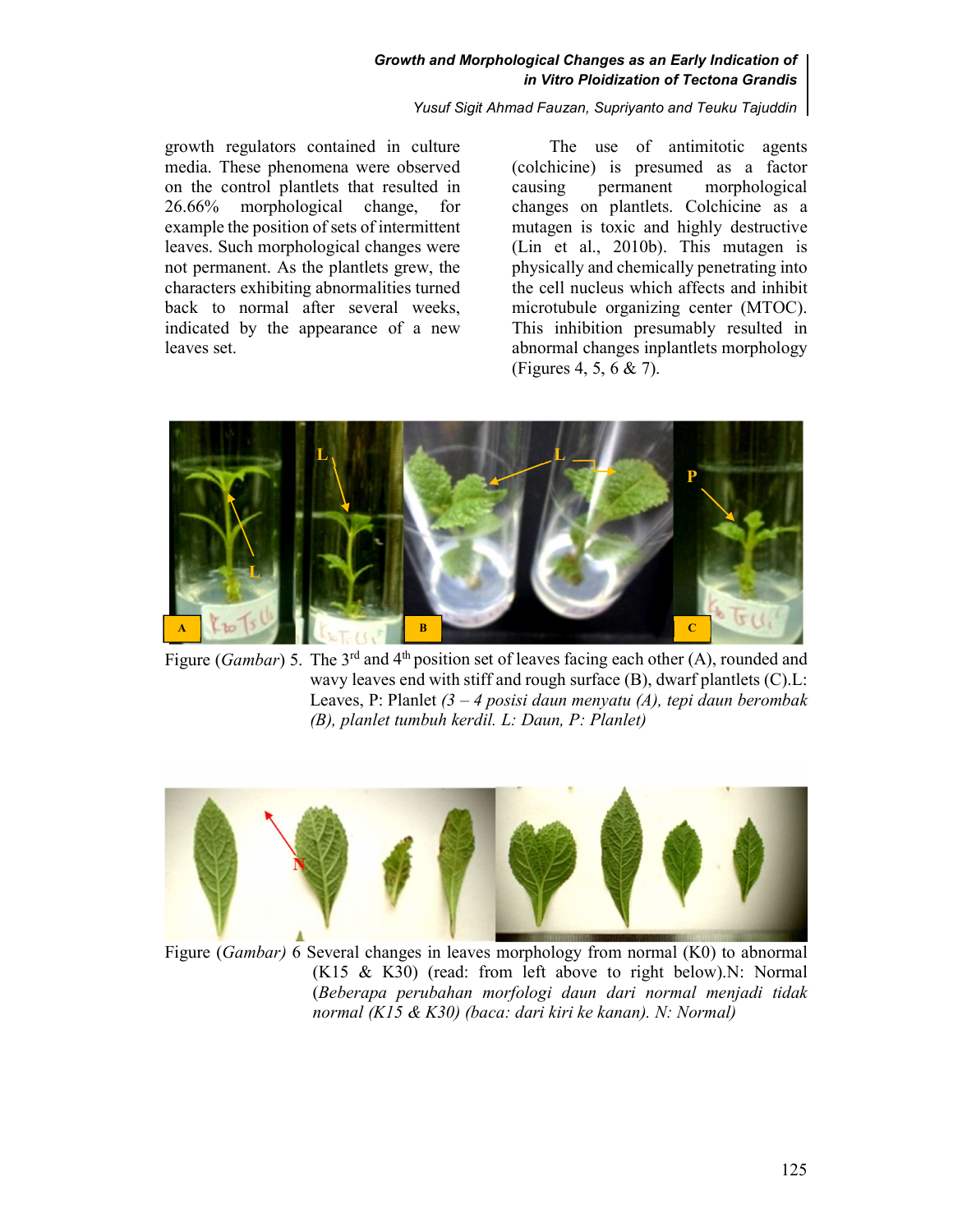growth regulators contained in culture media. These phenomena were observed on the control plantlets that resulted in 26.66% morphological change, for example the position of sets of intermittent leaves. Such morphological changes were not permanent. As the plantlets grew, the characters exhibiting abnormalities turned back to normal after several weeks, indicated by the appearance of a new leaves set.

The use of antimitotic agents (colchicine) is presumed as a factor causing permanent morphological changes on plantlets. Colchicine as a mutagen is toxic and highly destructive (Lin et al., 2010b). This mutagen is physically and chemically penetrating into the cell nucleus which affects and inhibit microtubule organizing center (MTOC). This inhibition presumably resulted in abnormal changes inplantlets morphology (Figures 4, 5, 6 & 7).

Figure (*Gambar*) 5. The 3rd and 4th position set of leaves facing each other (A), rounded and wavy leaves end with stiff and rough surface (B), dwarf plantlets (C).L: Leaves, P: Planlet *(3 – 4 posisi daun menyatu (A), tepi daun berombak (B), planlet tumbuh kerdil. L: Daun, P: Planlet)*

Figure (*Gambar)* 6 Several changes in leaves morphology from normal (K0) to abnormal (K15 & K30) (read: from left above to right below).N: Normal (*Beberapa perubahan morfologi daun dari normal menjadi tidak normal (K15 & K30) (baca: dari kiri ke kanan). N: Normal)*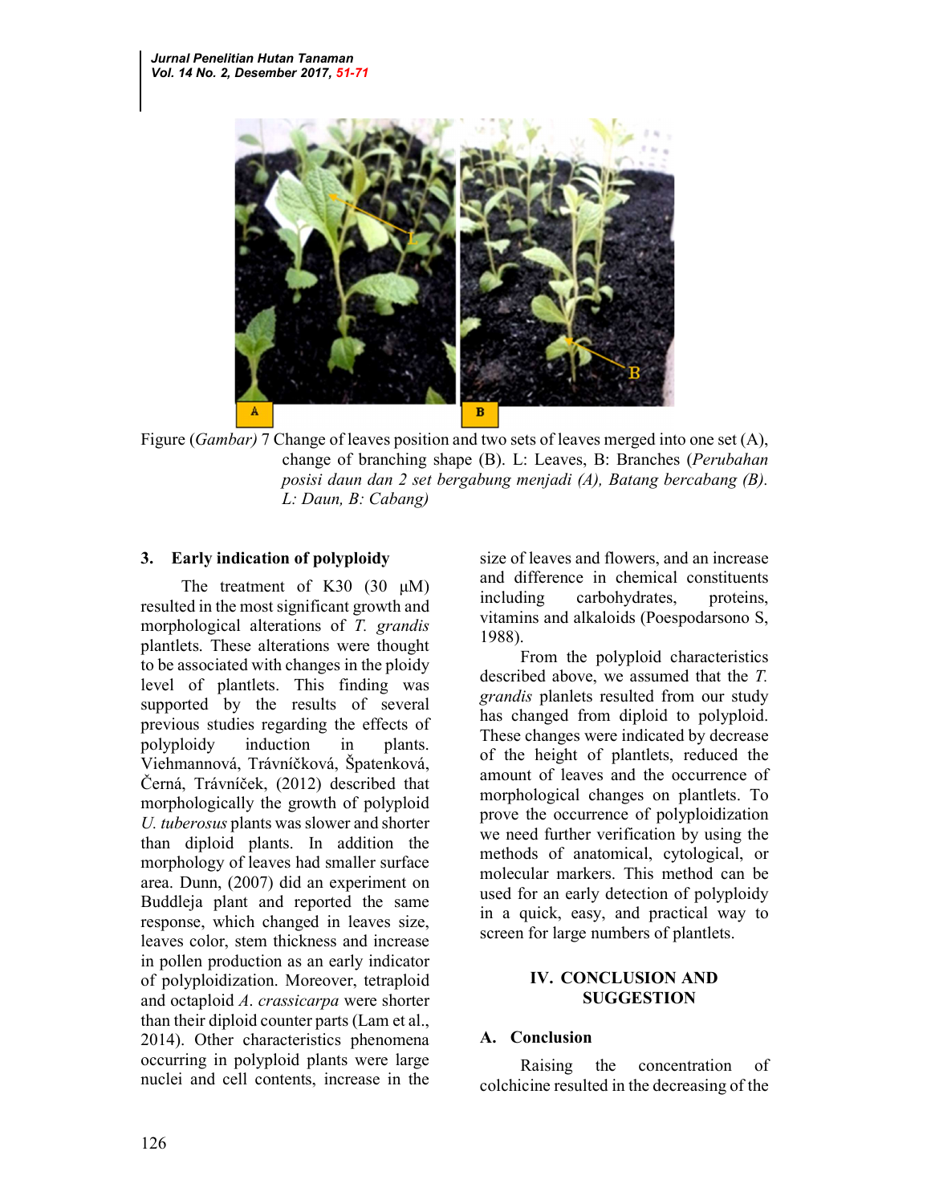Figure (*Gambar)* 7 Change of leaves position and two sets of leaves merged into one set (A), change of branching shape (B). L: Leaves, B: Branches (*Perubahan posisi daun dan 2 set bergabung menjadi (A), Batang bercabang (B). L: Daun, B: Cabang)*

### 3. Early indication of polyploidy

The treatment of K30 (30 μM) resulted in the most significant growth and morphological alterations of *T. grandis* plantlets. These alterations were thought to be associated with changes in the ploidy level of plantlets. This finding was supported by the results of several previous studies regarding the effects of polyploidy induction in plants. Viehmannová, Trávníčková, Špatenková, Černá, Trávníček, (2012) described that morphologically the growth of polyploid *U. tuberosus* plants was slower and shorter than diploid plants. In addition the morphology of leaves had smaller surface area. Dunn, (2007) did an experiment on Buddleja plant and reported the same response, which changed in leaves size, leaves color, stem thickness and increase in pollen production as an early indicator of polyploidization. Moreover, tetraploid and octaploid *A. crassicarpa* were shorter than their diploid counter parts (Lam et al., 2014). Other characteristics phenomena occurring in polyploid plants were large nuclei and cell contents, increase in the size of leaves and flowers, and an increase and difference in chemical constituents including carbohydrates, proteins, vitamins and alkaloids (Poespodarsono S, 1988).

From the polyploid characteristics described above, we assumed that the *T. grandis* planlets resulted from our study has changed from diploid to polyploid. These changes were indicated by decrease of the height of plantlets, reduced the amount of leaves and the occurrence of morphological changes on plantlets. To prove the occurrence of polyploidization we need further verification by using the methods of anatomical, cytological, or molecular markers. This method can be used for an early detection of polyploidy in a quick, easy, and practical way to screen for large numbers of plantlets.

## IV. CONCLUSION AND SUGGESTION

### A. Conclusion

Raising the concentration of colchicine resulted in the decreasing of the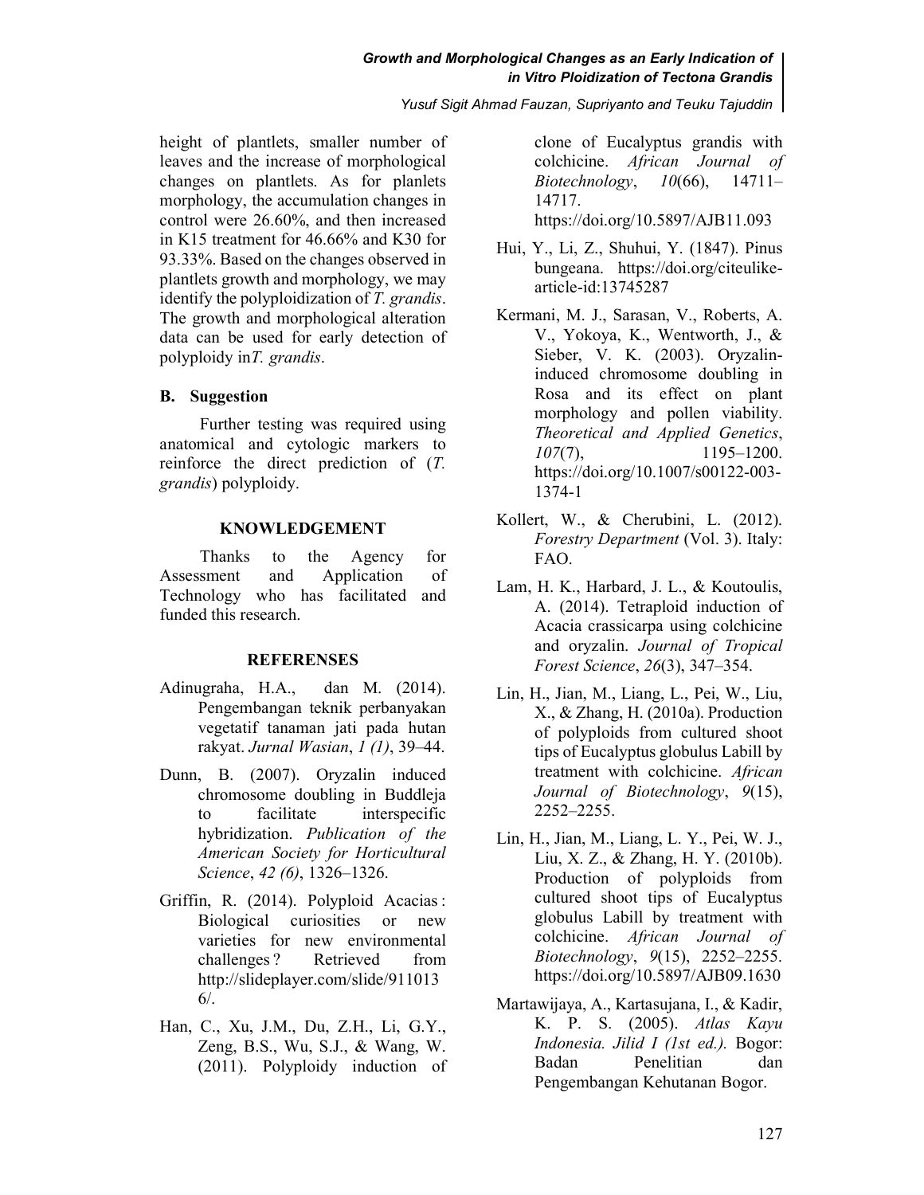height of plantlets, smaller number of leaves and the increase of morphological changes on plantlets. As for planlets morphology, the accumulation changes in control were 26.60%, and then increased in K15 treatment for 46.66% and K30 for 93.33%. Based on the changes observed in plantlets growth and morphology, we may identify the polyploidization of *T. grandis*. The growth and morphological alteration data can be used for early detection of polyploidy in*T. grandis*.

## B. Suggestion

Further testing was required using anatomical and cytologic markers to reinforce the direct prediction of (*T. grandis*) polyploidy.

## KNOWLEDGEMENT

Thanks to the Agency for Assessment and Application of Technology who has facilitated and funded this research.

## REFERENSES

Adinugraha, H.A., dan M. (2014). Pengembangan teknik perbanyakan vegetatif tanaman jati pada hutan rakyat. *Jurnal Wasian*, *1 (1)*, 39–44.

Dunn, B. (2007). Oryzalin induced chromosome doubling in Buddleja to facilitate interspecific hybridization. *Publication of the American Society for Horticultural Science*, *42 (6)*, 1326–1326.

Griffin, R. (2014). Polyploid Acacias : Biological curiosities or new varieties for new environmental challenges ? Retrieved from http://slideplayer.com/slide/9110136/.

Han, C., Xu, J.M., Du, Z.H., Li, G.Y., Zeng, B.S., Wu, S.J., & Wang, W. (2011). Polyploidy induction of clone of Eucalyptus grandis with colchicine. *African Journal of Biotechnology*, *10*(66), 14711–14717. https://doi.org/10.5897/AJB11.093

Hui, Y., Li, Z., Shuhui, Y. (1847). Pinus bungeana. https://doi.org/citeulike-article-id:13745287

Kermani, M. J., Sarasan, V., Roberts, A. V., Yokoya, K., Wentworth, J., & Sieber, V. K. (2003). Oryzalin-induced chromosome doubling in Rosa and its effect on plant morphology and pollen viability. *Theoretical and Applied Genetics*, *107*(7), 1195–1200. https://doi.org/10.1007/s00122-003-1374-1

Kollert, W., & Cherubini, L. (2012). *Forestry Department* (Vol. 3). Italy: FAO.

Lam, H. K., Harbard, J. L., & Koutoulis, A. (2014). Tetraploid induction of Acacia crassicarpa using colchicine and oryzalin. *Journal of Tropical Forest Science*, *26*(3), 347–354.

Lin, H., Jian, M., Liang, L., Pei, W., Liu, X., & Zhang, H. (2010a). Production of polyploids from cultured shoot tips of Eucalyptus globulus Labill by treatment with colchicine. *African Journal of Biotechnology*, *9*(15), 2252–2255.

Lin, H., Jian, M., Liang, L. Y., Pei, W. J., Liu, X. Z., & Zhang, H. Y. (2010b). Production of polyploids from cultured shoot tips of Eucalyptus globulus Labill by treatment with colchicine. *African Journal of Biotechnology*, *9*(15), 2252–2255. https://doi.org/10.5897/AJB09.1630

Martawijaya, A., Kartasujana, I., & Kadir, K. P. S. (2005). *Atlas Kayu Indonesia. Jilid I (1st ed.).* Bogor: Badan Penelitian dan Pengembangan Kehutanan Bogor.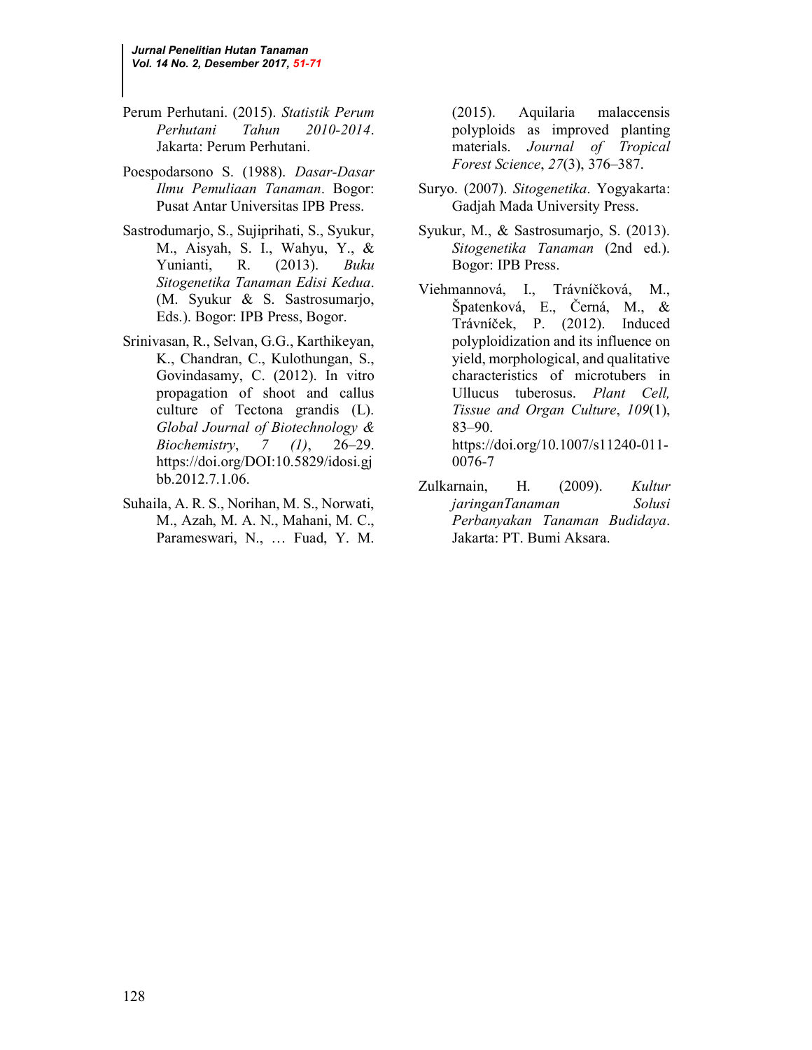Perum Perhutani. (2015). *Statistik Perum Perhutani Tahun 2010-2014*. Jakarta: Perum Perhutani.

Poespodarsono S. (1988). *Dasar-Dasar Ilmu Pemuliaan Tanaman*. Bogor: Pusat Antar Universitas IPB Press.

Sastrodumarjo, S., Sujiprihati, S., Syukur, M., Aisyah, S. I., Wahyu, Y., & Yunianti, R. (2013). *Buku Sitogenetika Tanaman Edisi Kedua*. (M. Syukur & S. Sastrosumarjo, Eds.). Bogor: IPB Press, Bogor.

Srinivasan, R., Selvan, G.G., Karthikeyan, K., Chandran, C., Kulothungan, S., Govindasamy, C. (2012). In vitro propagation of shoot and callus culture of Tectona grandis (L). *Global Journal of Biotechnology & Biochemistry*, *7 (1)*, 26–29. https://doi.org/DOI:10.5829/idosi.gjbb.2012.7.1.06.

Suhaila, A. R. S., Norihan, M. S., Norwati, M., Azah, M. A. N., Mahani, M. C., Parameswari, N., … Fuad, Y. M. (2015). Aquilaria malaccensis polyploids as improved planting materials. *Journal of Tropical Forest Science*, *27*(3), 376–387.

Suryo. (2007). *Sitogenetika*. Yogyakarta: Gadjah Mada University Press.

Syukur, M., & Sastrosumarjo, S. (2013). *Sitogenetika Tanaman* (2nd ed.). Bogor: IPB Press.

Viehmannová, I., Trávníčková, M., Špatenková, E., Černá, M., & Trávníček, P. (2012). Induced polyploidization and its influence on yield, morphological, and qualitative characteristics of microtubers in Ullucus tuberosus. *Plant Cell, Tissue and Organ Culture*, *109*(1), 83–90. https://doi.org/10.1007/s11240-011-0076-7

Zulkarnain, H. (2009). *Kultur jaringanTanaman Solusi Perbanyakan Tanaman Budidaya*. Jakarta: PT. Bumi Aksara.